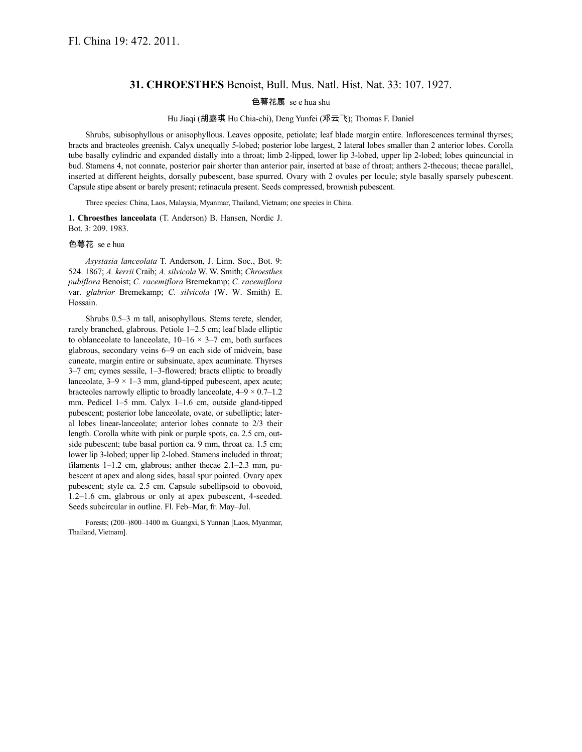Fl. China 19: 472. 2011.

## 31. **CHROESTHES** Benoist, Bull. Mus. Natl. Hist. Nat. 33: 107. 1927.

色萼花属 se e hua shu

Hu Jiaqi (胡嘉琪 Hu Chia-chi), Deng Yunfei (邓云飞); Thomas F. Daniel

Shrubs, subisophyllous or anisophyllous. Leaves opposite, petiolate; leaf blade margin entire. Inflorescences terminal thyrses; bracts and bracteoles greenish. Calyx unequally 5-lobed; posterior lobe largest, 2 lateral lobes smaller than 2 anterior lobes. Corolla tube basally cylindric and expanded distally into a throat; limb 2-lipped, lower lip 3-lobed, upper lip 2-lobed; lobes quincuncial in bud. Stamens 4, not connate, posterior pair shorter than anterior pair, inserted at base of throat; anthers 2-thecous; thecae parallel, inserted at different heights, dorsally pubescent, base spurred. Ovary with 2 ovules per locule; style basally sparsely pubescent. Capsule stipe absent or barely present; retinacula present. Seeds compressed, brownish pubescent.

Three species: China, Laos, Malaysia, Myanmar, Thailand, Vietnam; one species in China.

**1. Chroesthes lanceolata** (T. Anderson) B. Hansen, Nordic J. Bot. 3: 209. 1983.

色萼花 se e hua

*Asystasia lanceolata* T. Anderson, J. Linn. Soc., Bot. 9: 524. 1867; *A. kerrii* Craib; *A. silvicola* W. W. Smith; *Chroesthes pubiflora* Benoist; *C. racemiflora* Bremekamp; *C. racemiflora* var. *glabrior* Bremekamp; *C. silvicola* (W. W. Smith) E. Hossain.

Shrubs 0.5–3 m tall, anisophyllous. Stems terete, slender, rarely branched, glabrous. Petiole 1–2.5 cm; leaf blade elliptic to oblanceolate to lanceolate, 10–16 × 3–7 cm, both surfaces glabrous, secondary veins 6–9 on each side of midvein, base cuneate, margin entire or subsinuate, apex acuminate. Thyrses 3–7 cm; cymes sessile, 1–3-flowered; bracts elliptic to broadly lanceolate, 3–9 × 1–3 mm, gland-tipped pubescent, apex acute; bracteoles narrowly elliptic to broadly lanceolate, 4–9 × 0.7–1.2 mm. Pedicel 1–5 mm. Calyx 1–1.6 cm, outside gland-tipped pubescent; posterior lobe lanceolate, ovate, or subelliptic; lateral lobes linear-lanceolate; anterior lobes connate to 2/3 their length. Corolla white with pink or purple spots, ca. 2.5 cm, outside pubescent; tube basal portion ca. 9 mm, throat ca. 1.5 cm; lower lip 3-lobed; upper lip 2-lobed. Stamens included in throat; filaments 1–1.2 cm, glabrous; anther thecae 2.1–2.3 mm, pubescent at apex and along sides, basal spur pointed. Ovary apex pubescent; style ca. 2.5 cm. Capsule subellipsoid to obovoid, 1.2–1.6 cm, glabrous or only at apex pubescent, 4-seeded. Seeds subcircular in outline. Fl. Feb–Mar, fr. May–Jul.

Forests; (200–)800–1400 m. Guangxi, S Yunnan [Laos, Myanmar, Thailand, Vietnam].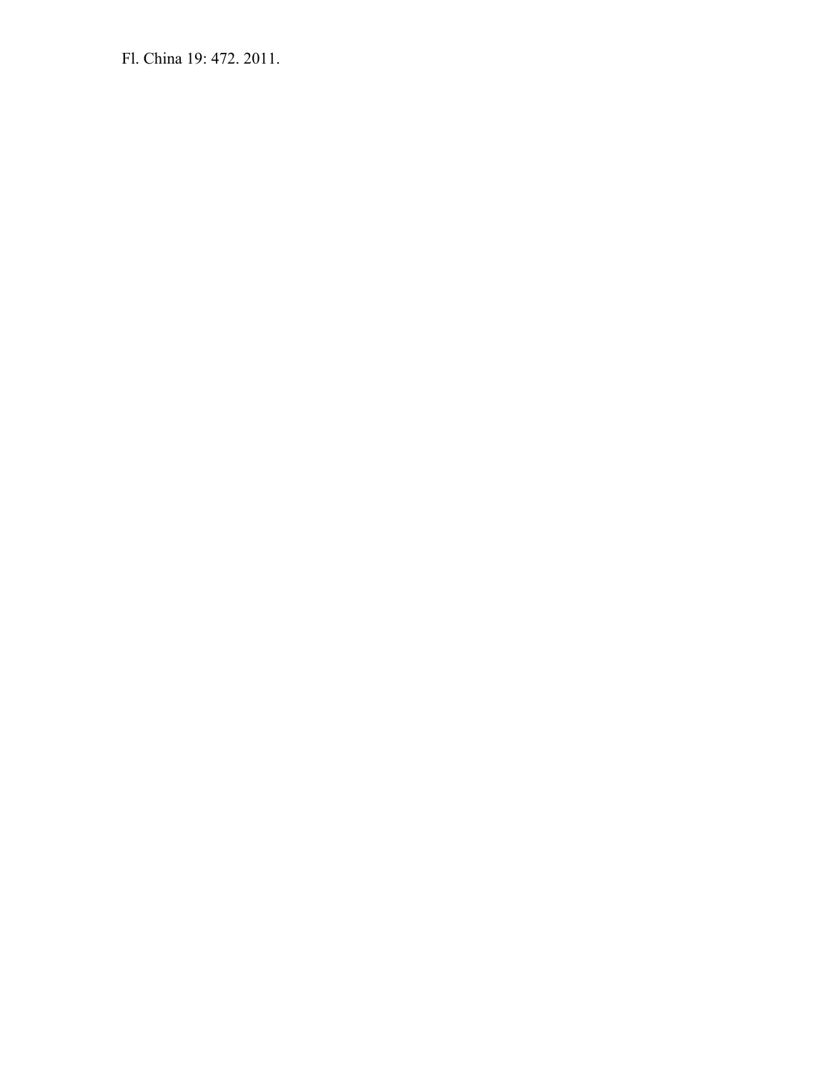Fl. China 19: 472. 2011.